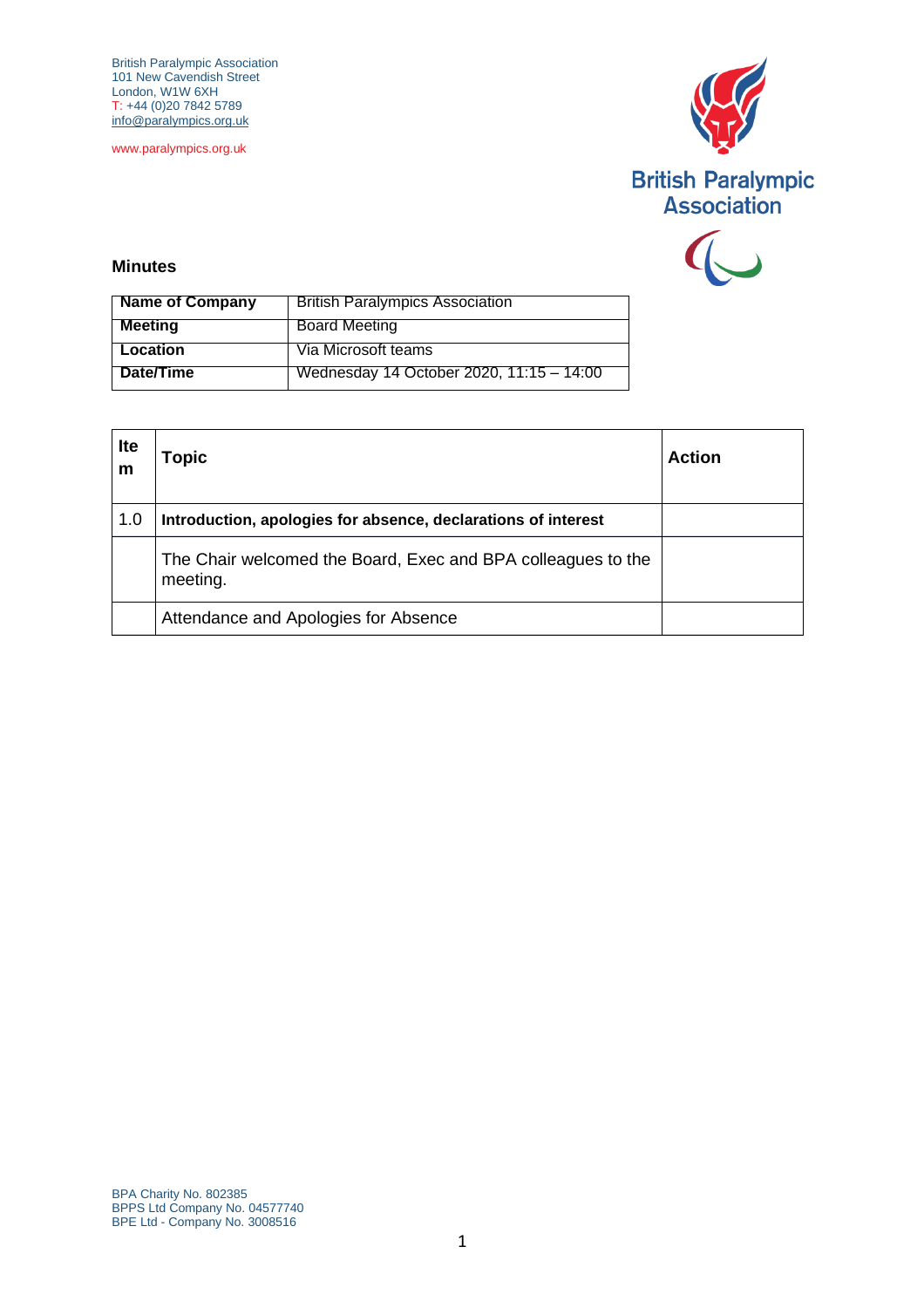British Paralympic Association
101 New Cavendish Street
London, W1W 6XH
T: +44 (0)20 7842 5789
info@paralympics.org.uk

www.paralympics.org.uk

**British Paralympic Association**

## Minutes

| **Name of Company** | British Paralympics Association |
|---|---|
| **Meeting** | Board Meeting |
| **Location** | Via Microsoft teams |
| **Date/Time** | Wednesday 14 October 2020, 11:15 – 14:00 |

| **Item** | **Topic** | **Action** |
|---|---|---|
| 1.0 | **Introduction, apologies for absence, declarations of interest** | |
| | The Chair welcomed the Board, Exec and BPA colleagues to the meeting. | |
| | Attendance and Apologies for Absence | |

BPA Charity No. 802385
BPPS Ltd Company No. 04577740
BPE Ltd - Company No. 3008516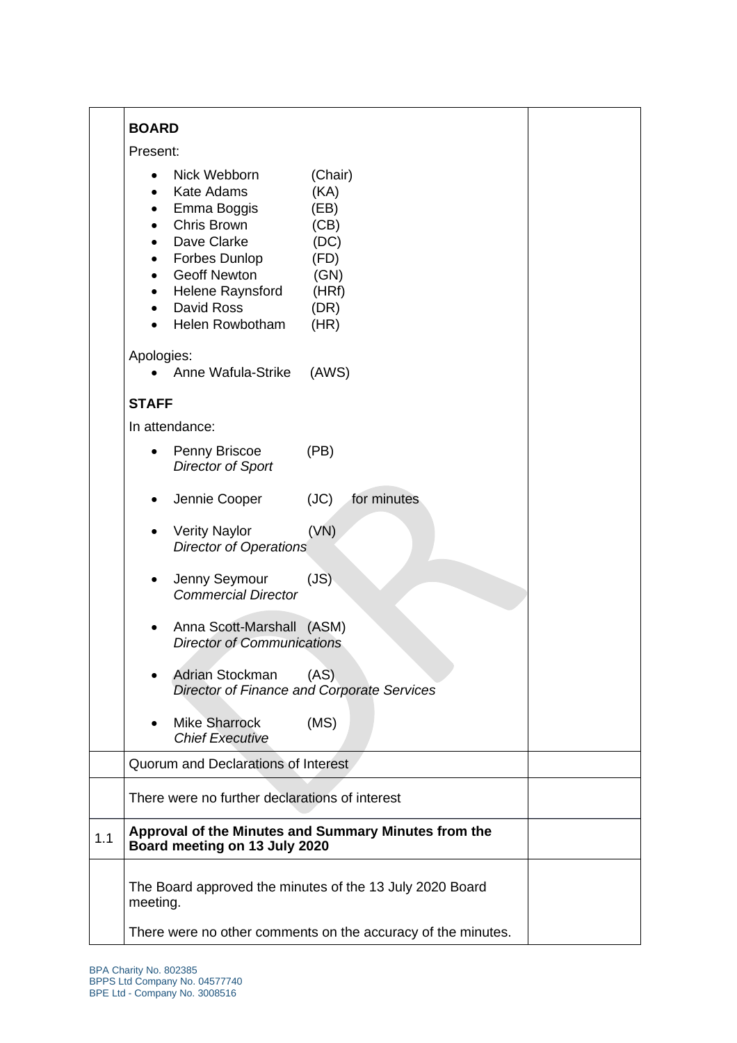| | | |
|---|---|---|
| | **BOARD**<br><br>Present:<br><br>• Nick Webborn (Chair)<br>• Kate Adams (KA)<br>• Emma Boggis (EB)<br>• Chris Brown (CB)<br>• Dave Clarke (DC)<br>• Forbes Dunlop (FD)<br>• Geoff Newton (GN)<br>• Helene Raynsford (HRf)<br>• David Ross (DR)<br>• Helen Rowbotham (HR)<br><br>Apologies:<br><br>• Anne Wafula-Strike (AWS)<br><br>**STAFF**<br><br>In attendance:<br><br>• Penny Briscoe (PB) *Director of Sport*<br>• Jennie Cooper (JC) for minutes<br>• Verity Naylor (VN) *Director of Operations*<br>• Jenny Seymour (JS) *Commercial Director*<br>• Anna Scott-Marshall (ASM) *Director of Communications*<br>• Adrian Stockman (AS) *Director of Finance and Corporate Services*<br>• Mike Sharrock (MS) *Chief Executive* | |
| | Quorum and Declarations of Interest | |
| | There were no further declarations of interest | |
| 1.1 | **Approval of the Minutes and Summary Minutes from the Board meeting on 13 July 2020** | |
| | The Board approved the minutes of the 13 July 2020 Board meeting.<br><br>There were no other comments on the accuracy of the minutes. | |

BPA Charity No. 802385
BPPS Ltd Company No. 04577740
BPE Ltd - Company No. 3008516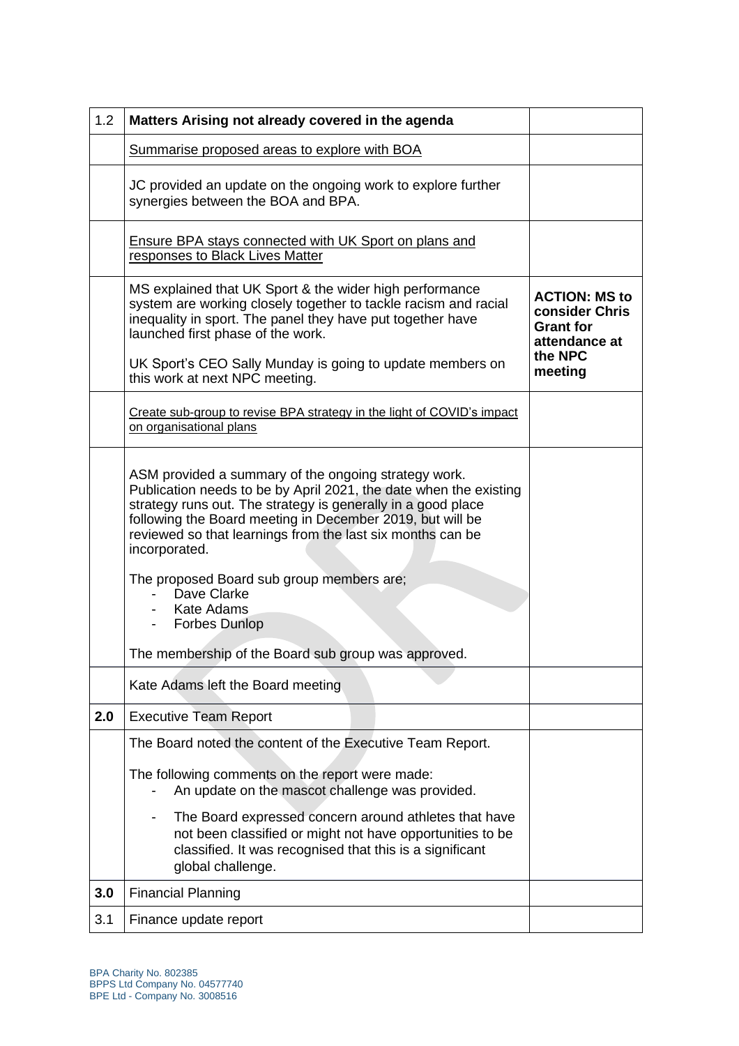| 1.2 | **Matters Arising not already covered in the agenda** | |
|---|---|---|
| | Summarise proposed areas to explore with BOA | |
| | JC provided an update on the ongoing work to explore further synergies between the BOA and BPA. | |
| | Ensure BPA stays connected with UK Sport on plans and responses to Black Lives Matter | |
| | MS explained that UK Sport & the wider high performance system are working closely together to tackle racism and racial inequality in sport. The panel they have put together have launched first phase of the work.<br><br>UK Sport's CEO Sally Munday is going to update members on this work at next NPC meeting. | **ACTION: MS to consider Chris Grant for attendance at the NPC meeting** |
| | Create sub-group to revise BPA strategy in the light of COVID's impact on organisational plans | |
| | ASM provided a summary of the ongoing strategy work. Publication needs to be by April 2021, the date when the existing strategy runs out. The strategy is generally in a good place following the Board meeting in December 2019, but will be reviewed so that learnings from the last six months can be incorporated.<br><br>The proposed Board sub group members are;<br>- Dave Clarke<br>- Kate Adams<br>- Forbes Dunlop<br><br>The membership of the Board sub group was approved. | |
| | Kate Adams left the Board meeting | |
| **2.0** | Executive Team Report | |
| | The Board noted the content of the Executive Team Report.<br><br>The following comments on the report were made:<br>- An update on the mascot challenge was provided.<br>- The Board expressed concern around athletes that have not been classified or might not have opportunities to be classified. It was recognised that this is a significant global challenge. | |
| **3.0** | Financial Planning | |
| 3.1 | Finance update report | |

BPA Charity No. 802385
BPPS Ltd Company No. 04577740
BPE Ltd - Company No. 3008516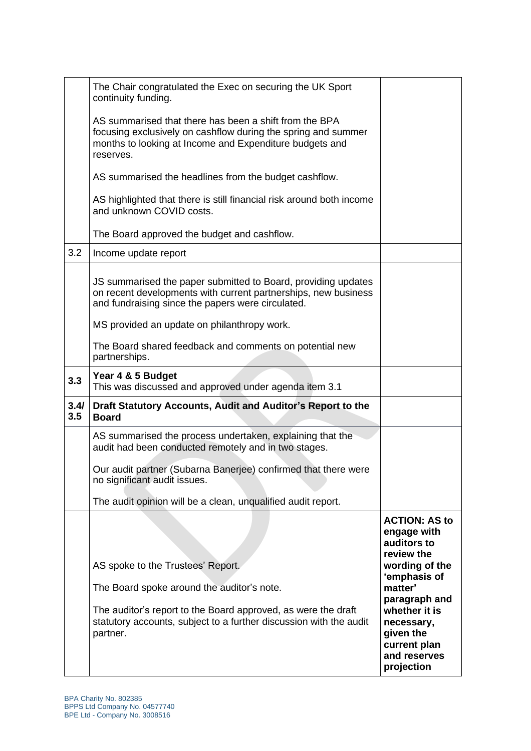| | | |
|---|---|---|
| | The Chair congratulated the Exec on securing the UK Sport continuity funding.<br><br>AS summarised that there has been a shift from the BPA focusing exclusively on cashflow during the spring and summer months to looking at Income and Expenditure budgets and reserves.<br><br>AS summarised the headlines from the budget cashflow.<br><br>AS highlighted that there is still financial risk around both income and unknown COVID costs.<br><br>The Board approved the budget and cashflow. | |
| 3.2 | Income update report | |
| | JS summarised the paper submitted to Board, providing updates on recent developments with current partnerships, new business and fundraising since the papers were circulated.<br><br>MS provided an update on philanthropy work.<br><br>The Board shared feedback and comments on potential new partnerships. | |
| **3.3** | **Year 4 & 5 Budget**<br>This was discussed and approved under agenda item 3.1 | |
| **3.4/ 3.5** | **Draft Statutory Accounts, Audit and Auditor's Report to the Board** | |
| | AS summarised the process undertaken, explaining that the audit had been conducted remotely and in two stages.<br><br>Our audit partner (Subarna Banerjee) confirmed that there were no significant audit issues.<br><br>The audit opinion will be a clean, unqualified audit report. | |
| | AS spoke to the Trustees' Report.<br><br>The Board spoke around the auditor's note.<br><br>The auditor's report to the Board approved, as were the draft statutory accounts, subject to a further discussion with the audit partner. | **ACTION: AS to engage with auditors to review the wording of the 'emphasis of matter' paragraph and whether it is necessary, given the current plan and reserves projection** |

BPA Charity No. 802385
BPPS Ltd Company No. 04577740
BPE Ltd - Company No. 3008516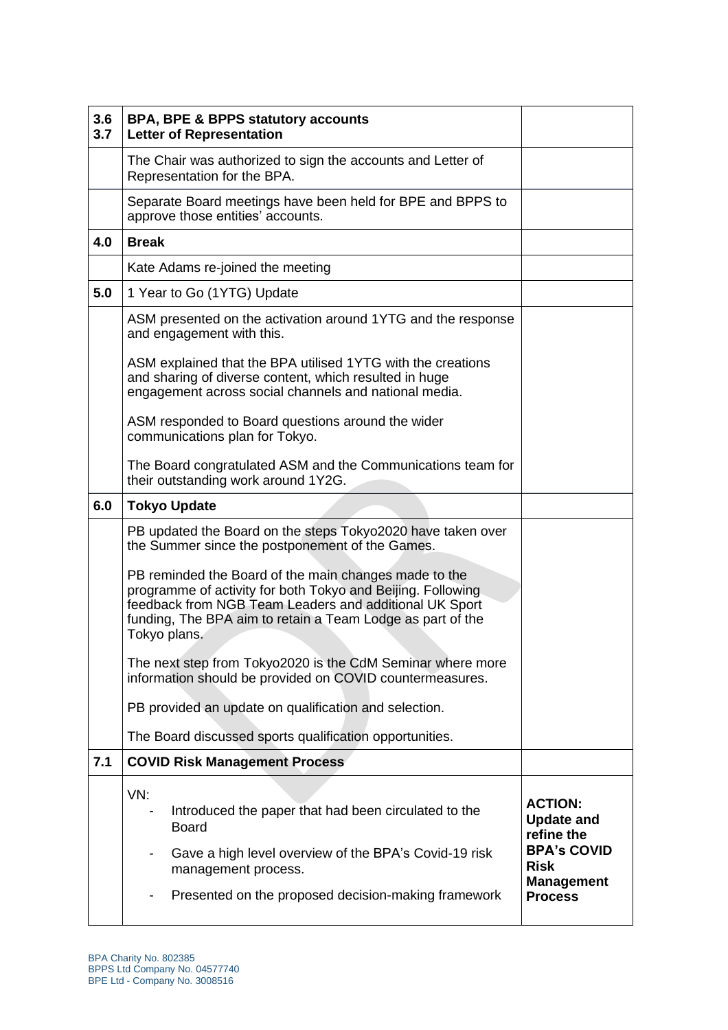| | | |
|---|---|---|
| 3.6<br>3.7 | **BPA, BPE & BPPS statutory accounts**<br>**Letter of Representation** | |
| | The Chair was authorized to sign the accounts and Letter of Representation for the BPA. | |
| | Separate Board meetings have been held for BPE and BPPS to approve those entities' accounts. | |
| **4.0** | **Break** | |
| | Kate Adams re-joined the meeting | |
| **5.0** | 1 Year to Go (1YTG) Update | |
| | ASM presented on the activation around 1YTG and the response and engagement with this.<br><br>ASM explained that the BPA utilised 1YTG with the creations and sharing of diverse content, which resulted in huge engagement across social channels and national media.<br><br>ASM responded to Board questions around the wider communications plan for Tokyo.<br><br>The Board congratulated ASM and the Communications team for their outstanding work around 1Y2G. | |
| **6.0** | **Tokyo Update** | |
| | PB updated the Board on the steps Tokyo2020 have taken over the Summer since the postponement of the Games.<br><br>PB reminded the Board of the main changes made to the programme of activity for both Tokyo and Beijing. Following feedback from NGB Team Leaders and additional UK Sport funding, The BPA aim to retain a Team Lodge as part of the Tokyo plans.<br><br>The next step from Tokyo2020 is the CdM Seminar where more information should be provided on COVID countermeasures.<br><br>PB provided an update on qualification and selection.<br><br>The Board discussed sports qualification opportunities. | |
| **7.1** | **COVID Risk Management Process** | |
| | VN:<br>- Introduced the paper that had been circulated to the Board<br>- Gave a high level overview of the BPA's Covid-19 risk management process.<br>- Presented on the proposed decision-making framework | **ACTION: Update and refine the BPA's COVID Risk Management Process** |

BPA Charity No. 802385
BPPS Ltd Company No. 04577740
BPE Ltd - Company No. 3008516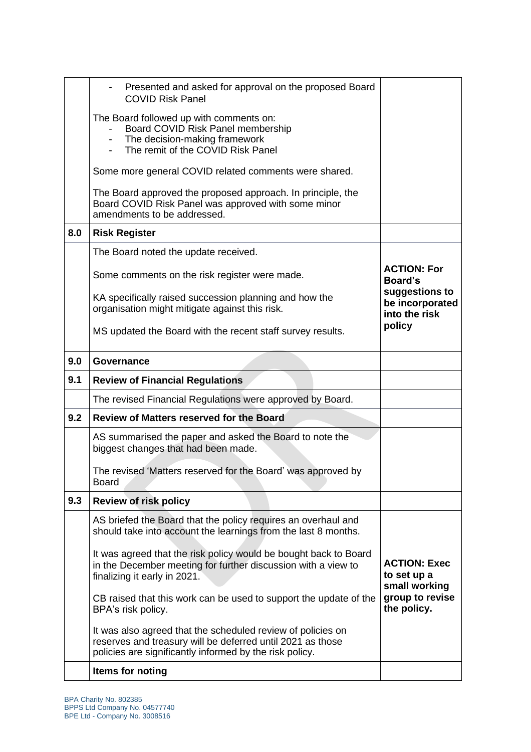| | | |
|---|---|---|
| | - Presented and asked for approval on the proposed Board COVID Risk Panel<br><br>The Board followed up with comments on:<br>- Board COVID Risk Panel membership<br>- The decision-making framework<br>- The remit of the COVID Risk Panel<br><br>Some more general COVID related comments were shared.<br><br>The Board approved the proposed approach. In principle, the Board COVID Risk Panel was approved with some minor amendments to be addressed. | |
| **8.0** | **Risk Register** | |
| | The Board noted the update received.<br><br>Some comments on the risk register were made.<br><br>KA specifically raised succession planning and how the organisation might mitigate against this risk.<br><br>MS updated the Board with the recent staff survey results. | **ACTION: For Board's suggestions to be incorporated into the risk policy** |
| **9.0** | **Governance** | |
| **9.1** | **Review of Financial Regulations** | |
| | The revised Financial Regulations were approved by Board. | |
| **9.2** | **Review of Matters reserved for the Board** | |
| | AS summarised the paper and asked the Board to note the biggest changes that had been made.<br><br>The revised 'Matters reserved for the Board' was approved by Board | |
| **9.3** | **Review of risk policy** | |
| | AS briefed the Board that the policy requires an overhaul and should take into account the learnings from the last 8 months.<br><br>It was agreed that the risk policy would be bought back to Board in the December meeting for further discussion with a view to finalizing it early in 2021.<br><br>CB raised that this work can be used to support the update of the BPA's risk policy.<br><br>It was also agreed that the scheduled review of policies on reserves and treasury will be deferred until 2021 as those policies are significantly informed by the risk policy. | **ACTION: Exec to set up a small working group to revise the policy.** |
| | **Items for noting** | |

BPA Charity No. 802385
BPPS Ltd Company No. 04577740
BPE Ltd - Company No. 3008516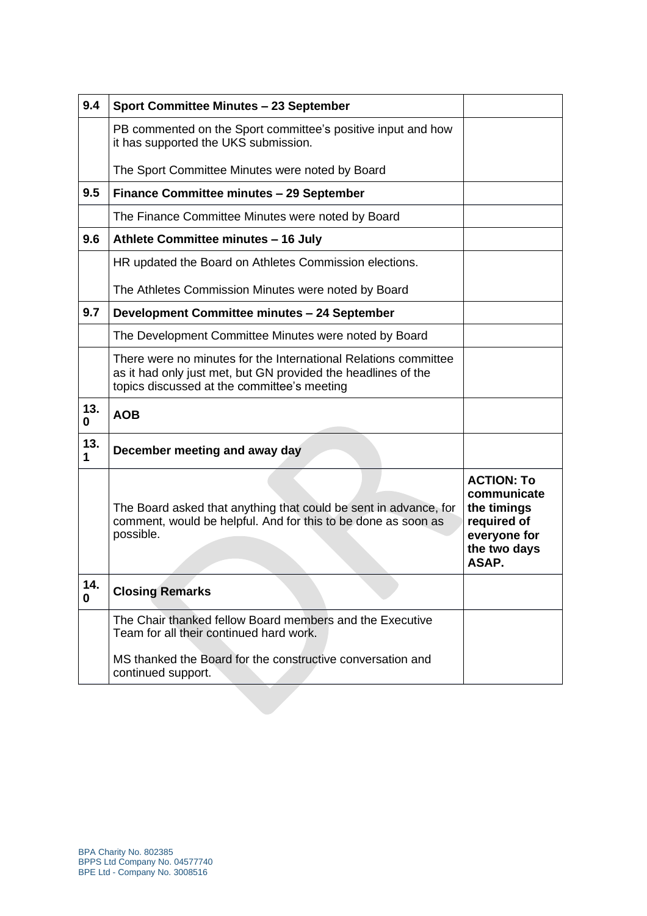| | | |
|---|---|---|
| **9.4** | **Sport Committee Minutes – 23 September** | |
| | PB commented on the Sport committee's positive input and how it has supported the UKS submission.<br><br>The Sport Committee Minutes were noted by Board | |
| **9.5** | **Finance Committee minutes – 29 September** | |
| | The Finance Committee Minutes were noted by Board | |
| **9.6** | **Athlete Committee minutes – 16 July** | |
| | HR updated the Board on Athletes Commission elections.<br><br>The Athletes Commission Minutes were noted by Board | |
| **9.7** | **Development Committee minutes – 24 September** | |
| | The Development Committee Minutes were noted by Board | |
| | There were no minutes for the International Relations committee as it had only just met, but GN provided the headlines of the topics discussed at the committee's meeting | |
| **13.0** | **AOB** | |
| **13.1** | **December meeting and away day** | |
| | The Board asked that anything that could be sent in advance, for comment, would be helpful. And for this to be done as soon as possible. | **ACTION: To communicate the timings required of everyone for the two days ASAP.** |
| **14.0** | **Closing Remarks** | |
| | The Chair thanked fellow Board members and the Executive Team for all their continued hard work.<br><br>MS thanked the Board for the constructive conversation and continued support. | |

BPA Charity No. 802385
BPPS Ltd Company No. 04577740
BPE Ltd - Company No. 3008516